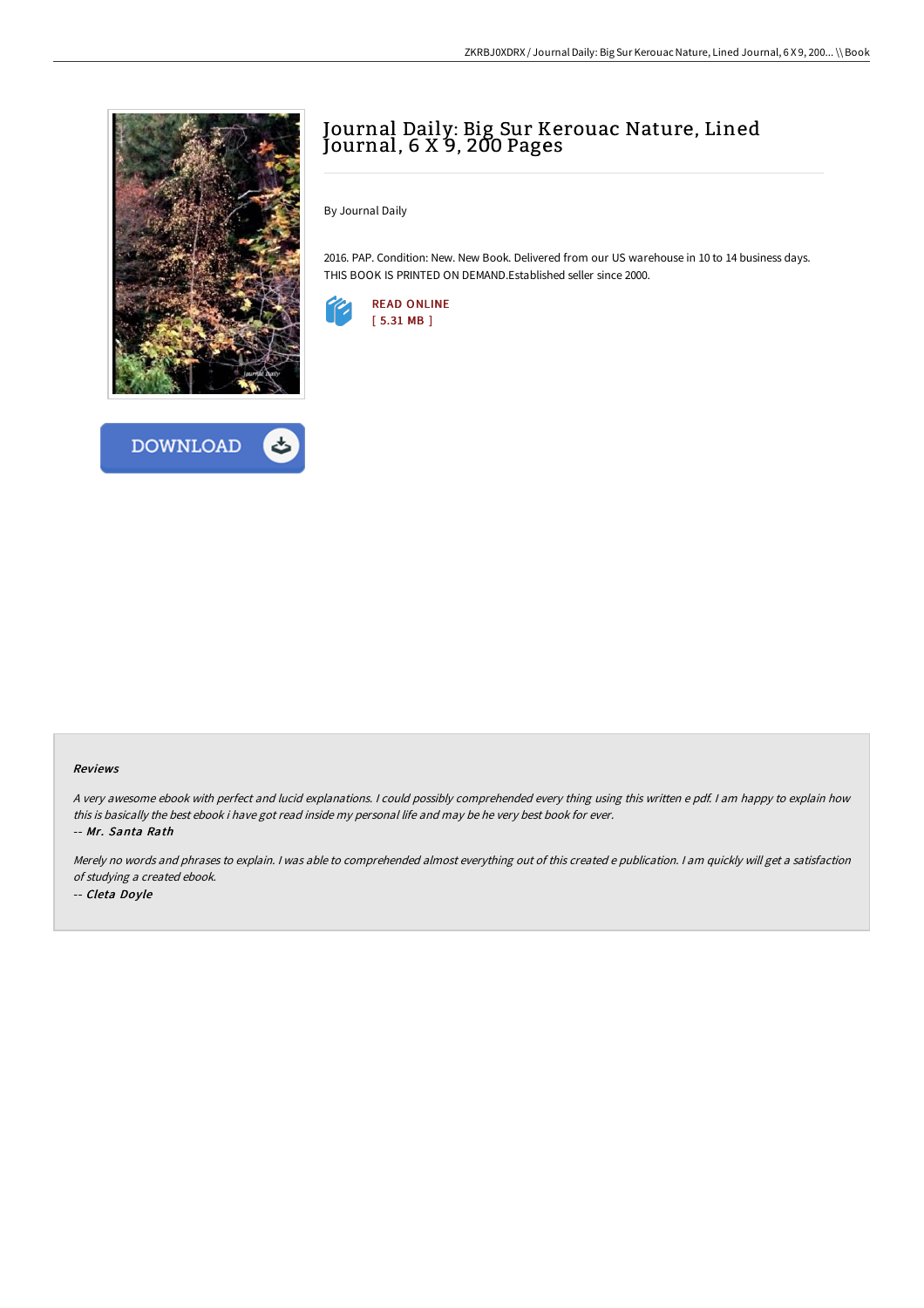# Journal Daily: Big Sur Kerouac Nature, Lined Journal, 6 X 9, 200 Pages

By Journal Daily

2016. PAP. Condition: New. New Book. Delivered from our US warehouse in 10 to 14 business days. THIS BOOK IS PRINTED ON DEMAND.Established seller since 2000.

READ ONLINE
[ 5.31 MB ]

DOWNLOAD

### Reviews

*A very awesome ebook with perfect and lucid explanations. I could possibly comprehended every thing using this written e pdf. I am happy to explain how this is basically the best ebook i have got read inside my personal life and may be he very best book for ever.*

*-- Mr. Santa Rath*

*Merely no words and phrases to explain. I was able to comprehended almost everything out of this created e publication. I am quickly will get a satisfaction of studying a created ebook.*

*-- Cleta Doyle*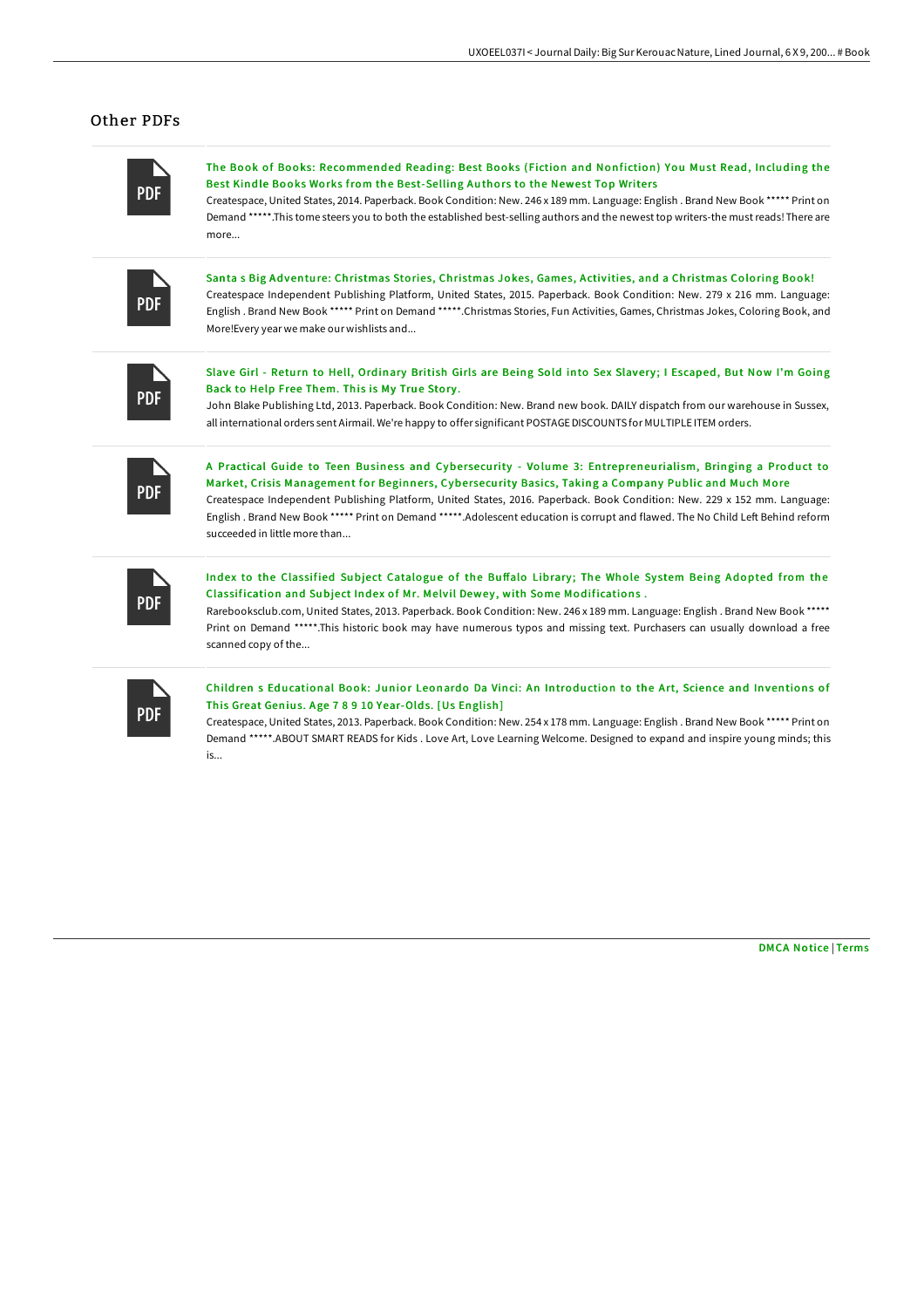## Other PDFs

**The Book of Books: Recommended Reading: Best Books (Fiction and Nonfiction) You Must Read, Including the Best Kindle Books Works from the Best-Selling Authors to the Newest Top Writers**

Createspace, United States, 2014. Paperback. Book Condition: New. 246 x 189 mm. Language: English . Brand New Book ***** Print on Demand *****.This tome steers you to both the established best-selling authors and the newest top writers-the must reads! There are more...

**Santa s Big Adventure: Christmas Stories, Christmas Jokes, Games, Activities, and a Christmas Coloring Book!**

Createspace Independent Publishing Platform, United States, 2015. Paperback. Book Condition: New. 279 x 216 mm. Language: English . Brand New Book ***** Print on Demand *****.Christmas Stories, Fun Activities, Games, Christmas Jokes, Coloring Book, and More!Every year we make our wishlists and...

**Slave Girl - Return to Hell, Ordinary British Girls are Being Sold into Sex Slavery; I Escaped, But Now I'm Going Back to Help Free Them. This is My True Story.**

John Blake Publishing Ltd, 2013. Paperback. Book Condition: New. Brand new book. DAILY dispatch from our warehouse in Sussex, all international orders sent Airmail. We're happy to offer significant POSTAGE DISCOUNTS for MULTIPLE ITEM orders.

**A Practical Guide to Teen Business and Cybersecurity - Volume 3: Entrepreneurialism, Bringing a Product to Market, Crisis Management for Beginners, Cybersecurity Basics, Taking a Company Public and Much More**

Createspace Independent Publishing Platform, United States, 2016. Paperback. Book Condition: New. 229 x 152 mm. Language: English . Brand New Book ***** Print on Demand *****.Adolescent education is corrupt and flawed. The No Child Left Behind reform succeeded in little more than...

**Index to the Classified Subject Catalogue of the Buffalo Library; The Whole System Being Adopted from the Classification and Subject Index of Mr. Melvil Dewey, with Some Modifications .**

Rarebooksclub.com, United States, 2013. Paperback. Book Condition: New. 246 x 189 mm. Language: English . Brand New Book ***** Print on Demand *****.This historic book may have numerous typos and missing text. Purchasers can usually download a free scanned copy of the...

**Children s Educational Book: Junior Leonardo Da Vinci: An Introduction to the Art, Science and Inventions of This Great Genius. Age 7 8 9 10 Year-Olds. [Us English]**

Createspace, United States, 2013. Paperback. Book Condition: New. 254 x 178 mm. Language: English . Brand New Book ***** Print on Demand *****.ABOUT SMART READS for Kids . Love Art, Love Learning Welcome. Designed to expand and inspire young minds; this is...